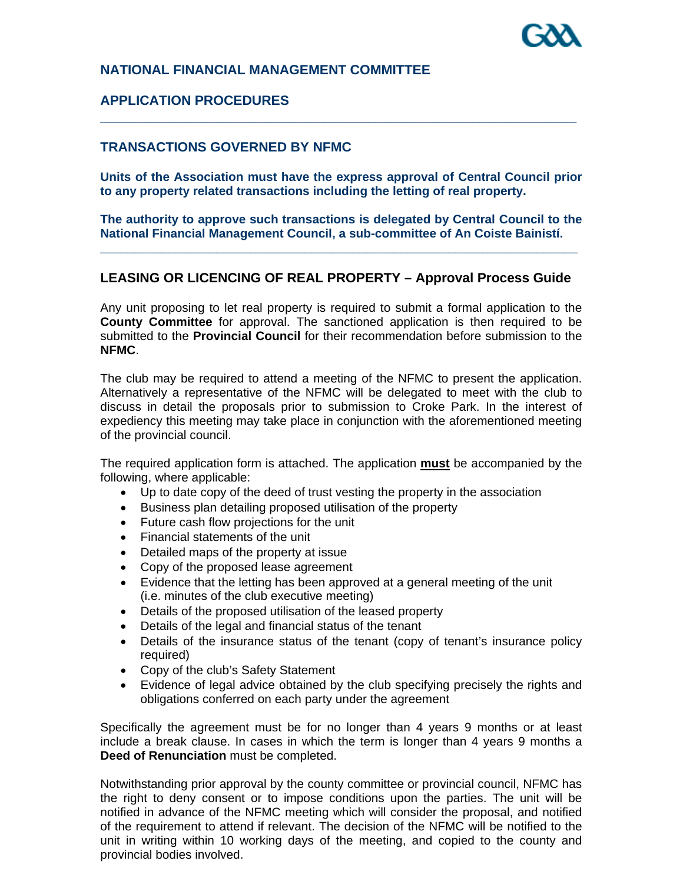## NATIONAL FINANCIAL MANAGEMENT COMMITTEE

## APPLICATION PROCEDURES

---

### TRANSACTIONS GOVERNED BY NFMC

**Units of the Association must have the express approval of Central Council prior to any property related transactions including the letting of real property.**

**The authority to approve such transactions is delegated by Central Council to the National Financial Management Council, a sub-committee of An Coiste Bainistí.**

---

### LEASING OR LICENCING OF REAL PROPERTY – Approval Process Guide

Any unit proposing to let real property is required to submit a formal application to the **County Committee** for approval. The sanctioned application is then required to be submitted to the **Provincial Council** for their recommendation before submission to the **NFMC**.

The club may be required to attend a meeting of the NFMC to present the application. Alternatively a representative of the NFMC will be delegated to meet with the club to discuss in detail the proposals prior to submission to Croke Park. In the interest of expediency this meeting may take place in conjunction with the aforementioned meeting of the provincial council.

The required application form is attached. The application **must** be accompanied by the following, where applicable:

- Up to date copy of the deed of trust vesting the property in the association
- Business plan detailing proposed utilisation of the property
- Future cash flow projections for the unit
- Financial statements of the unit
- Detailed maps of the property at issue
- Copy of the proposed lease agreement
- Evidence that the letting has been approved at a general meeting of the unit (i.e. minutes of the club executive meeting)
- Details of the proposed utilisation of the leased property
- Details of the legal and financial status of the tenant
- Details of the insurance status of the tenant (copy of tenant's insurance policy required)
- Copy of the club's Safety Statement
- Evidence of legal advice obtained by the club specifying precisely the rights and obligations conferred on each party under the agreement

Specifically the agreement must be for no longer than 4 years 9 months or at least include a break clause. In cases in which the term is longer than 4 years 9 months a **Deed of Renunciation** must be completed.

Notwithstanding prior approval by the county committee or provincial council, NFMC has the right to deny consent or to impose conditions upon the parties. The unit will be notified in advance of the NFMC meeting which will consider the proposal, and notified of the requirement to attend if relevant. The decision of the NFMC will be notified to the unit in writing within 10 working days of the meeting, and copied to the county and provincial bodies involved.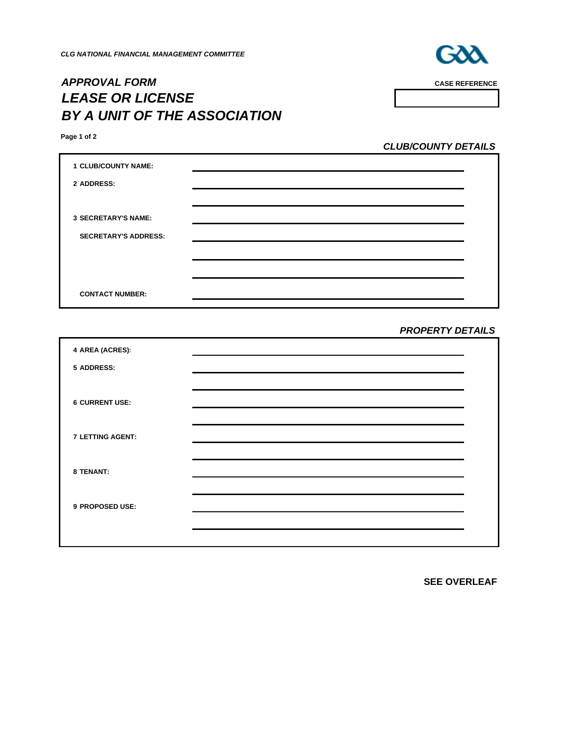*CLG NATIONAL FINANCIAL MANAGEMENT COMMITTEE*

# *APPROVAL FORM*
# *LEASE OR LICENSE*
# *BY A UNIT OF THE ASSOCIATION*

**CASE REFERENCE**

| |
|---|
| |

**Page 1 of 2**

## *CLUB/COUNTY DETAILS*

**1 CLUB/COUNTY NAME:** ______________________________

**2 ADDRESS:** ______________________________

______________________________

**3 SECRETARY'S NAME:** ______________________________

**SECRETARY'S ADDRESS:** ______________________________

______________________________

______________________________

**CONTACT NUMBER:** ______________________________

## *PROPERTY DETAILS*

**4 AREA (ACRES):** ______________________________

**5 ADDRESS:** ______________________________

______________________________

**6 CURRENT USE:** ______________________________

______________________________

**7 LETTING AGENT:** ______________________________

______________________________

**8 TENANT:** ______________________________

______________________________

**9 PROPOSED USE:** ______________________________

______________________________

**SEE OVERLEAF**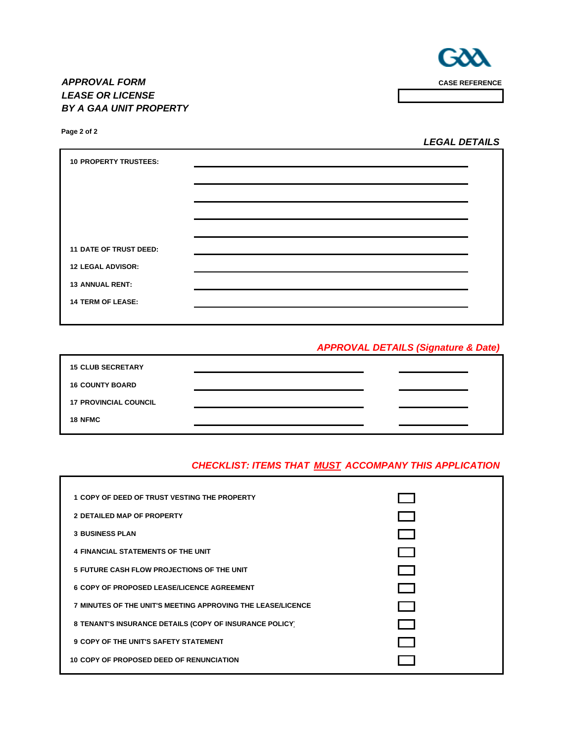*APPROVAL FORM*
*LEASE OR LICENSE*
*BY A GAA UNIT PROPERTY*

**CASE REFERENCE**

## *LEGAL DETAILS*

| | |
|---|---|
| **10 PROPERTY TRUSTEES:** | |
| | |
| | |
| | |
| | |
| **11 DATE OF TRUST DEED:** | |
| **12 LEGAL ADVISOR:** | |
| **13 ANNUAL RENT:** | |
| **14 TERM OF LEASE:** | |

## *APPROVAL DETAILS (Signature & Date)*

| | | |
|---|---|---|
| **15 CLUB SECRETARY** | | |
| **16 COUNTY BOARD** | | |
| **17 PROVINCIAL COUNCIL** | | |
| **18 NFMC** | | |

## *CHECKLIST: ITEMS THAT MUST ACCOMPANY THIS APPLICATION*

| | |
|---|---|
| **1 COPY OF DEED OF TRUST VESTING THE PROPERTY** | ☐ |
| **2 DETAILED MAP OF PROPERTY** | ☐ |
| **3 BUSINESS PLAN** | ☐ |
| **4 FINANCIAL STATEMENTS OF THE UNIT** | ☐ |
| **5 FUTURE CASH FLOW PROJECTIONS OF THE UNIT** | ☐ |
| **6 COPY OF PROPOSED LEASE/LICENCE AGREEMENT** | ☐ |
| **7 MINUTES OF THE UNIT'S MEETING APPROVING THE LEASE/LICENCE** | ☐ |
| **8 TENANT'S INSURANCE DETAILS (COPY OF INSURANCE POLICY)** | ☐ |
| **9 COPY OF THE UNIT'S SAFETY STATEMENT** | ☐ |
| **10 COPY OF PROPOSED DEED OF RENUNCIATION** | ☐ |